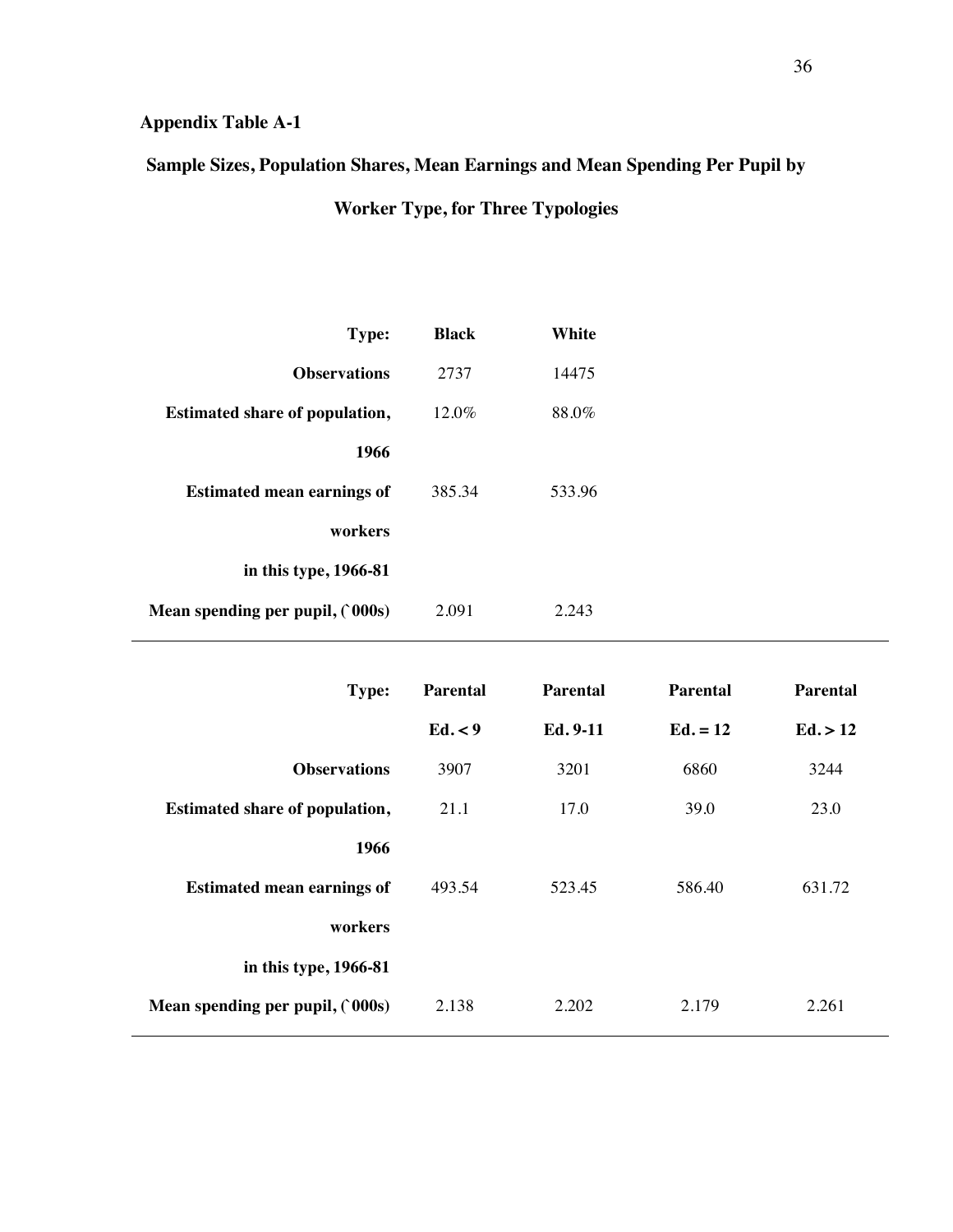**Appendix Table A-1**

**Sample Sizes, Population Shares, Mean Earnings and Mean Spending Per Pupil by Worker Type, for Three Typologies**

| Type: | Black | White |
|---|---|---|
| Observations | 2737 | 14475 |
| Estimated share of population, 1966 | 12.0% | 88.0% |
| Estimated mean earnings of workers in this type, 1966-81 | 385.34 | 533.96 |
| Mean spending per pupil, (`000s) | 2.091 | 2.243 |

| Type: | Parental Ed. < 9 | Parental Ed. 9-11 | Parental Ed. = 12 | Parental Ed. > 12 |
|---|---|---|---|---|
| Observations | 3907 | 3201 | 6860 | 3244 |
| Estimated share of population, 1966 | 21.1 | 17.0 | 39.0 | 23.0 |
| Estimated mean earnings of workers in this type, 1966-81 | 493.54 | 523.45 | 586.40 | 631.72 |
| Mean spending per pupil, (`000s) | 2.138 | 2.202 | 2.179 | 2.261 |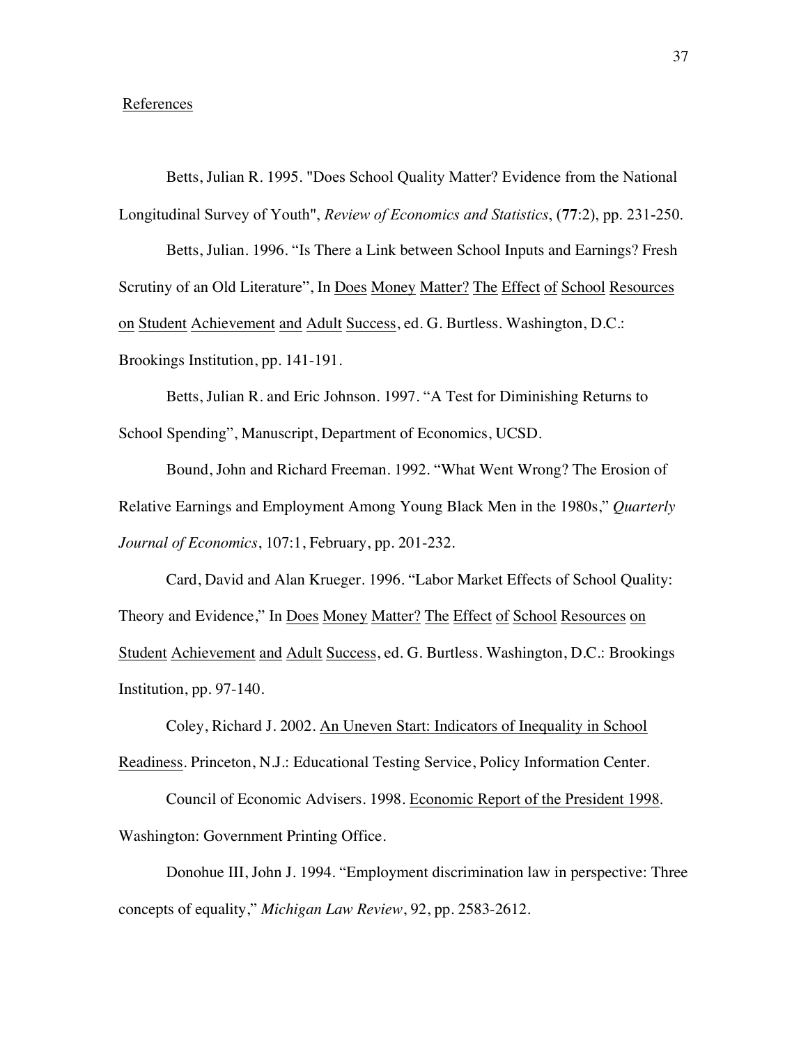## References

Betts, Julian R. 1995. "Does School Quality Matter? Evidence from the National Longitudinal Survey of Youth", *Review of Economics and Statistics*, (**77**:2), pp. 231-250.

Betts, Julian. 1996. "Is There a Link between School Inputs and Earnings? Fresh Scrutiny of an Old Literature", In Does Money Matter? The Effect of School Resources on Student Achievement and Adult Success, ed. G. Burtless. Washington, D.C.: Brookings Institution, pp. 141-191.

Betts, Julian R. and Eric Johnson. 1997. "A Test for Diminishing Returns to School Spending", Manuscript, Department of Economics, UCSD.

Bound, John and Richard Freeman. 1992. "What Went Wrong? The Erosion of Relative Earnings and Employment Among Young Black Men in the 1980s," *Quarterly Journal of Economics*, 107:1, February, pp. 201-232.

Card, David and Alan Krueger. 1996. "Labor Market Effects of School Quality: Theory and Evidence," In Does Money Matter? The Effect of School Resources on Student Achievement and Adult Success, ed. G. Burtless. Washington, D.C.: Brookings Institution, pp. 97-140.

Coley, Richard J. 2002. An Uneven Start: Indicators of Inequality in School Readiness. Princeton, N.J.: Educational Testing Service, Policy Information Center.

Council of Economic Advisers. 1998. Economic Report of the President 1998. Washington: Government Printing Office.

Donohue III, John J. 1994. "Employment discrimination law in perspective: Three concepts of equality," *Michigan Law Review*, 92, pp. 2583-2612.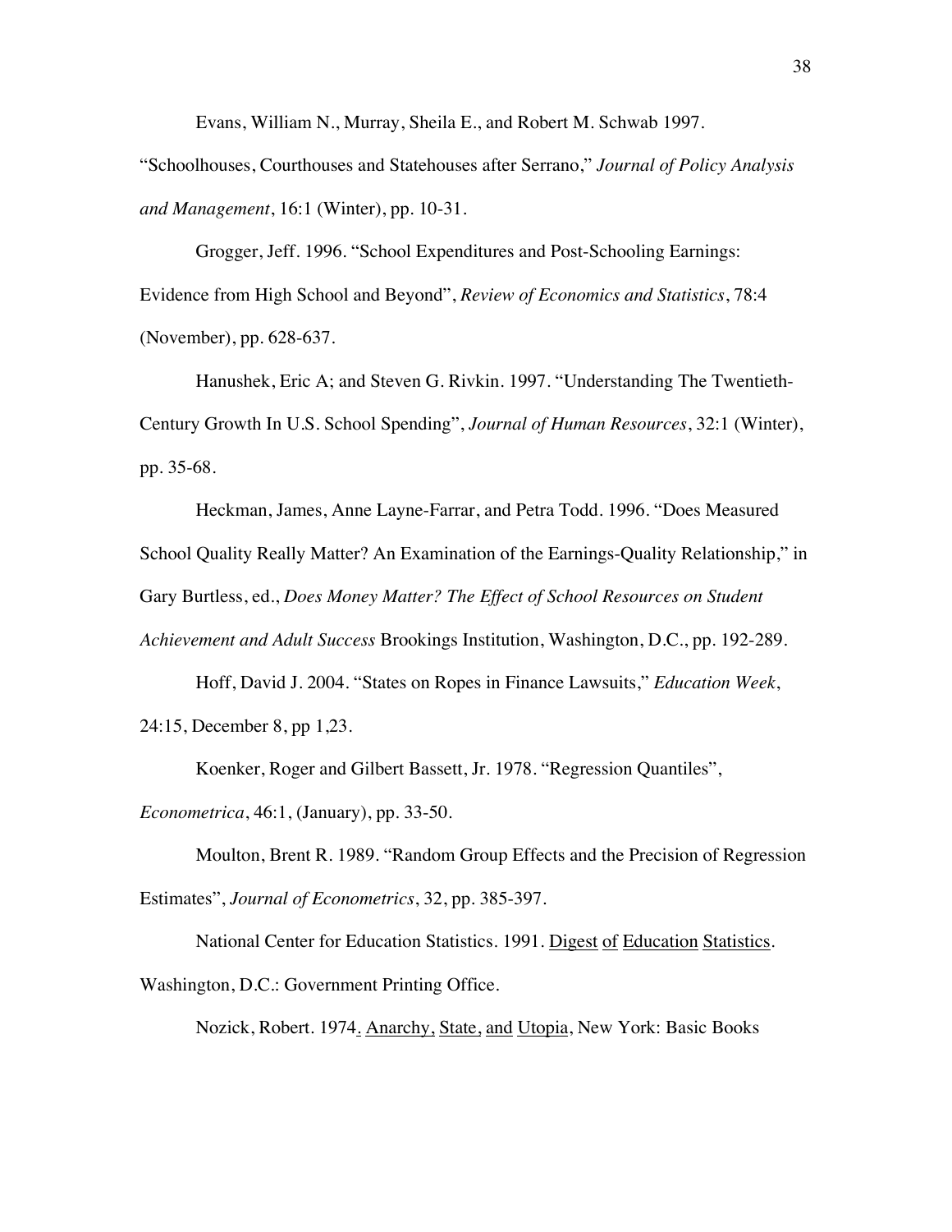Evans, William N., Murray, Sheila E., and Robert M. Schwab 1997. "Schoolhouses, Courthouses and Statehouses after Serrano," *Journal of Policy Analysis and Management*, 16:1 (Winter), pp. 10-31.

Grogger, Jeff. 1996. "School Expenditures and Post-Schooling Earnings: Evidence from High School and Beyond", *Review of Economics and Statistics*, 78:4 (November), pp. 628-637.

Hanushek, Eric A; and Steven G. Rivkin. 1997. "Understanding The Twentieth-Century Growth In U.S. School Spending", *Journal of Human Resources*, 32:1 (Winter), pp. 35-68.

Heckman, James, Anne Layne-Farrar, and Petra Todd. 1996. "Does Measured School Quality Really Matter? An Examination of the Earnings-Quality Relationship," in Gary Burtless, ed., *Does Money Matter? The Effect of School Resources on Student Achievement and Adult Success* Brookings Institution, Washington, D.C., pp. 192-289.

Hoff, David J. 2004. "States on Ropes in Finance Lawsuits," *Education Week*, 24:15, December 8, pp 1,23.

Koenker, Roger and Gilbert Bassett, Jr. 1978. "Regression Quantiles", *Econometrica*, 46:1, (January), pp. 33-50.

Moulton, Brent R. 1989. "Random Group Effects and the Precision of Regression Estimates", *Journal of Econometrics*, 32, pp. 385-397.

National Center for Education Statistics. 1991. Digest of Education Statistics. Washington, D.C.: Government Printing Office.

Nozick, Robert. 1974. Anarchy, State, and Utopia, New York: Basic Books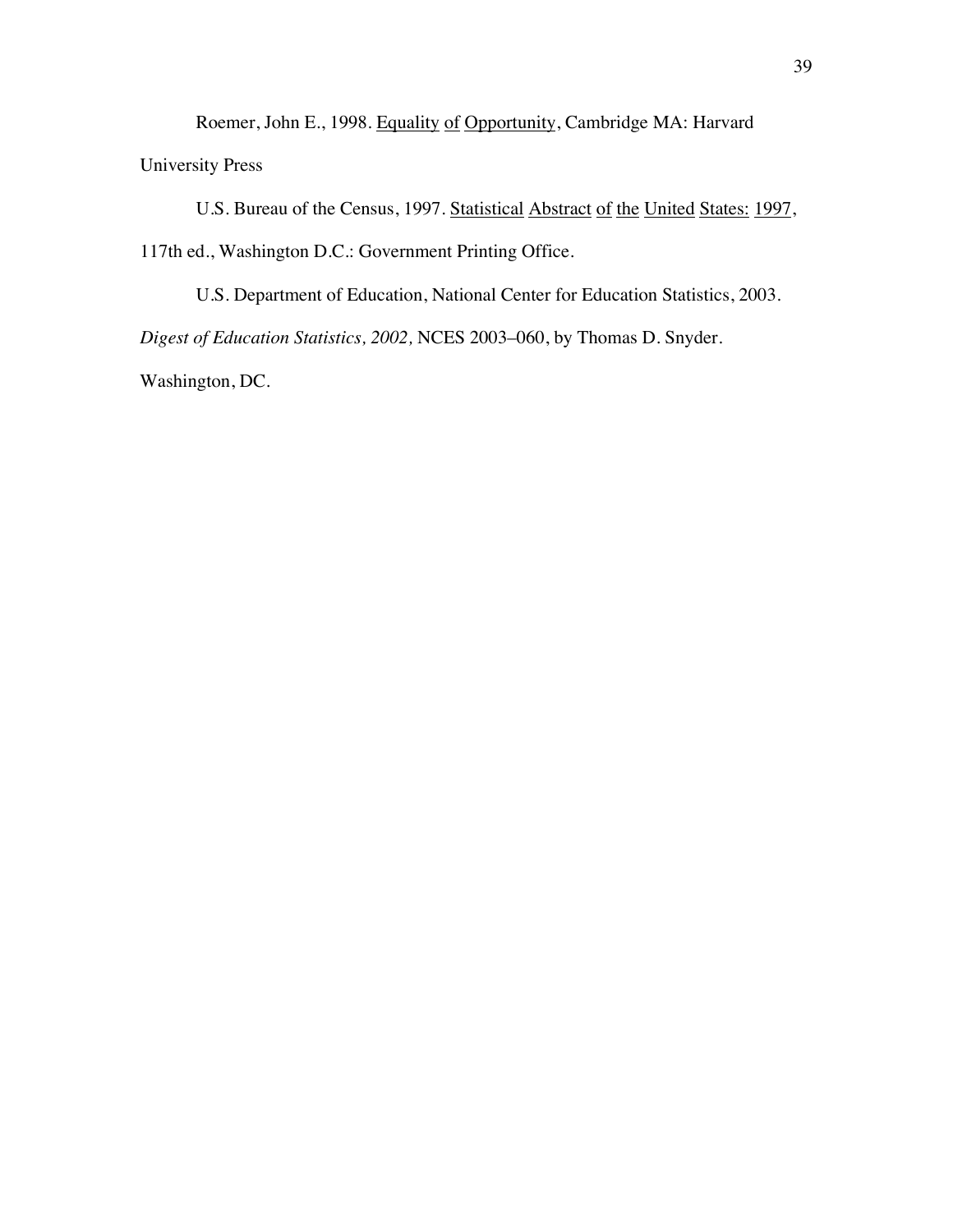Roemer, John E., 1998. Equality of Opportunity, Cambridge MA: Harvard University Press

U.S. Bureau of the Census, 1997. Statistical Abstract of the United States: 1997, 117th ed., Washington D.C.: Government Printing Office.

U.S. Department of Education, National Center for Education Statistics, 2003. *Digest of Education Statistics, 2002,* NCES 2003–060, by Thomas D. Snyder. Washington, DC.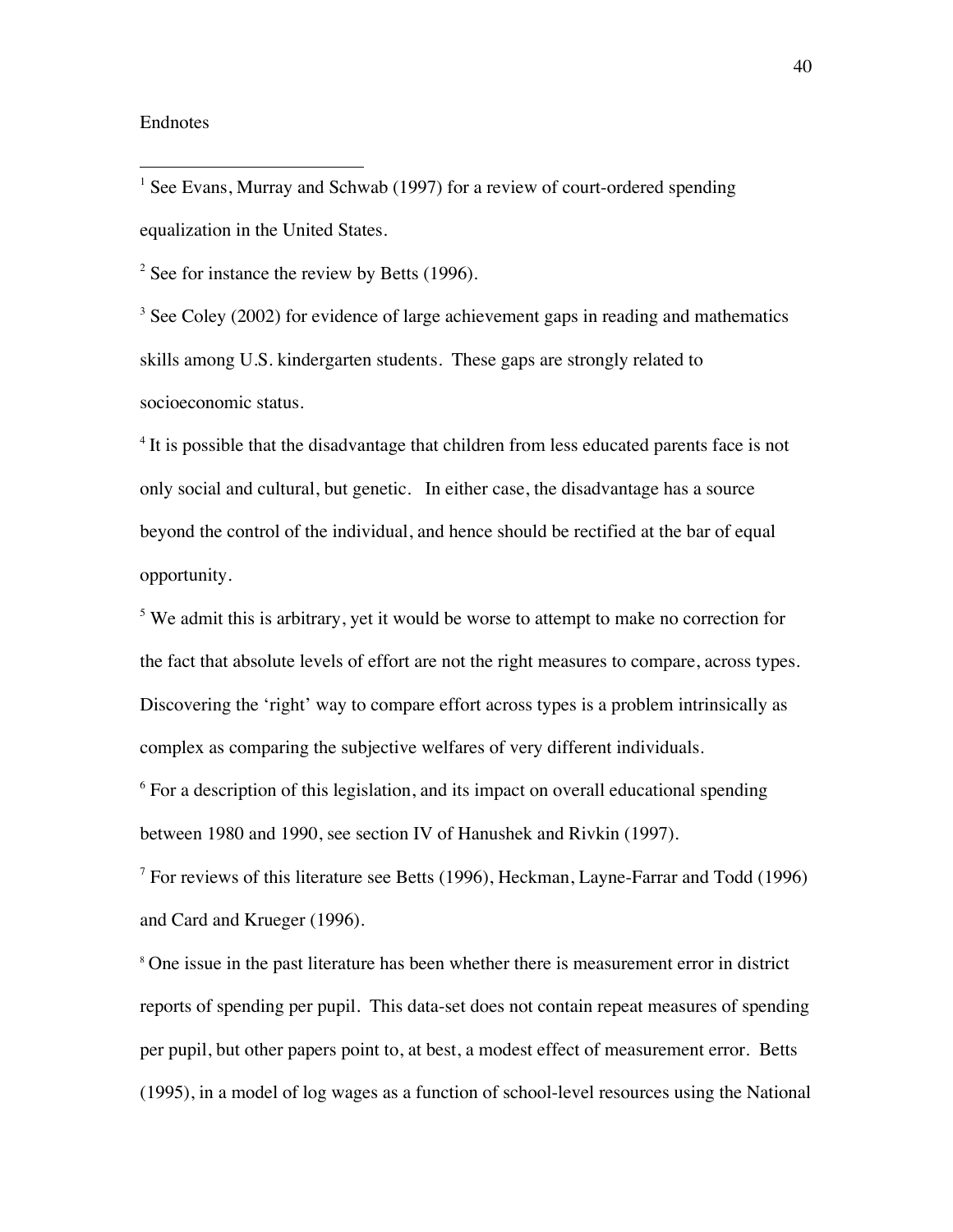Endnotes

[1] See Evans, Murray and Schwab (1997) for a review of court-ordered spending equalization in the United States.

[2] See for instance the review by Betts (1996).

[3] See Coley (2002) for evidence of large achievement gaps in reading and mathematics skills among U.S. kindergarten students. These gaps are strongly related to socioeconomic status.

[4] It is possible that the disadvantage that children from less educated parents face is not only social and cultural, but genetic. In either case, the disadvantage has a source beyond the control of the individual, and hence should be rectified at the bar of equal opportunity.

[5] We admit this is arbitrary, yet it would be worse to attempt to make no correction for the fact that absolute levels of effort are not the right measures to compare, across types. Discovering the 'right' way to compare effort across types is a problem intrinsically as complex as comparing the subjective welfares of very different individuals.

[6] For a description of this legislation, and its impact on overall educational spending between 1980 and 1990, see section IV of Hanushek and Rivkin (1997).

[7] For reviews of this literature see Betts (1996), Heckman, Layne-Farrar and Todd (1996) and Card and Krueger (1996).

[8] One issue in the past literature has been whether there is measurement error in district reports of spending per pupil. This data-set does not contain repeat measures of spending per pupil, but other papers point to, at best, a modest effect of measurement error. Betts (1995), in a model of log wages as a function of school-level resources using the National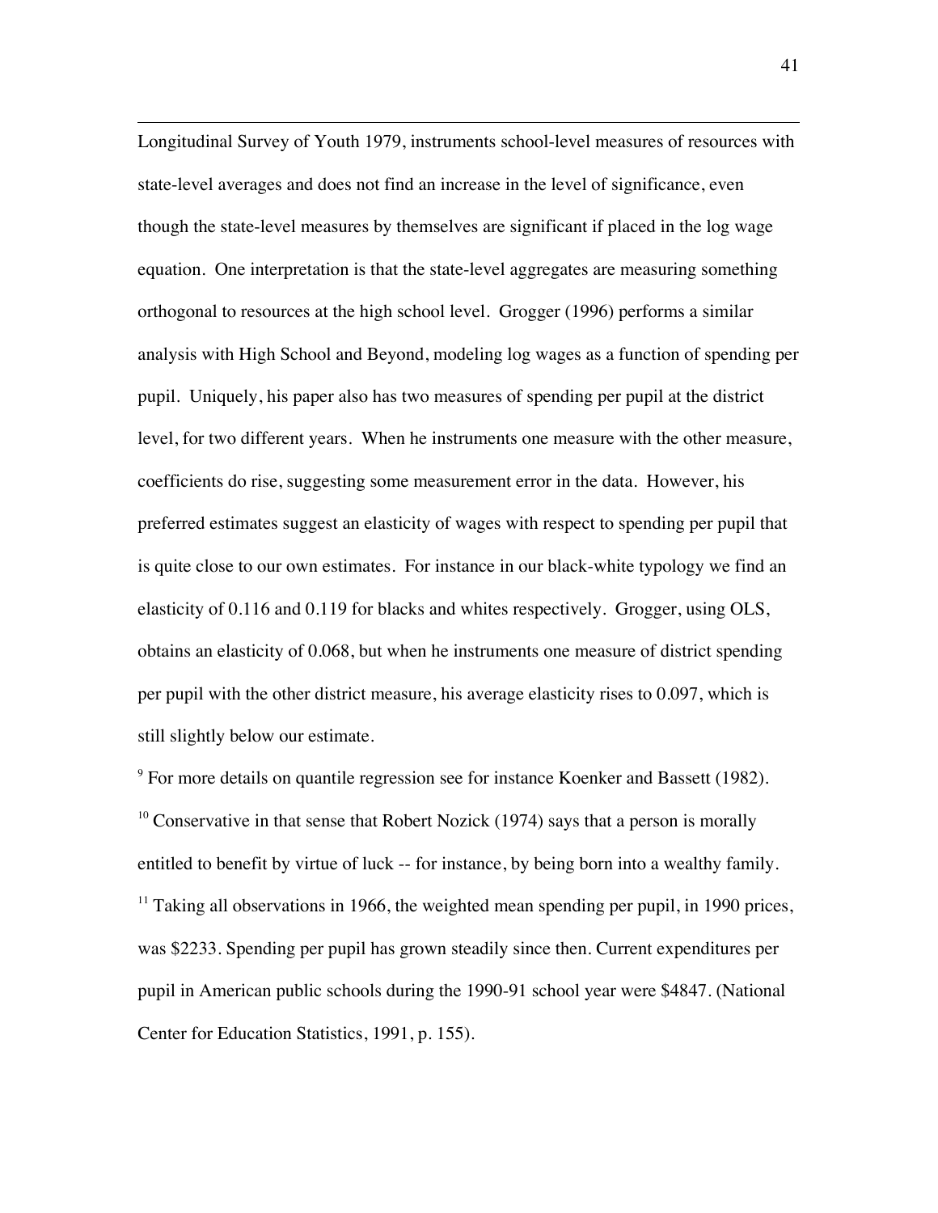Longitudinal Survey of Youth 1979, instruments school-level measures of resources with state-level averages and does not find an increase in the level of significance, even though the state-level measures by themselves are significant if placed in the log wage equation. One interpretation is that the state-level aggregates are measuring something orthogonal to resources at the high school level. Grogger (1996) performs a similar analysis with High School and Beyond, modeling log wages as a function of spending per pupil. Uniquely, his paper also has two measures of spending per pupil at the district level, for two different years. When he instruments one measure with the other measure, coefficients do rise, suggesting some measurement error in the data. However, his preferred estimates suggest an elasticity of wages with respect to spending per pupil that is quite close to our own estimates. For instance in our black-white typology we find an elasticity of 0.116 and 0.119 for blacks and whites respectively. Grogger, using OLS, obtains an elasticity of 0.068, but when he instruments one measure of district spending per pupil with the other district measure, his average elasticity rises to 0.097, which is still slightly below our estimate.

[9] For more details on quantile regression see for instance Koenker and Bassett (1982).

[10] Conservative in that sense that Robert Nozick (1974) says that a person is morally entitled to benefit by virtue of luck -- for instance, by being born into a wealthy family.

[11] Taking all observations in 1966, the weighted mean spending per pupil, in 1990 prices, was \$2233. Spending per pupil has grown steadily since then. Current expenditures per pupil in American public schools during the 1990-91 school year were \$4847. (National Center for Education Statistics, 1991, p. 155).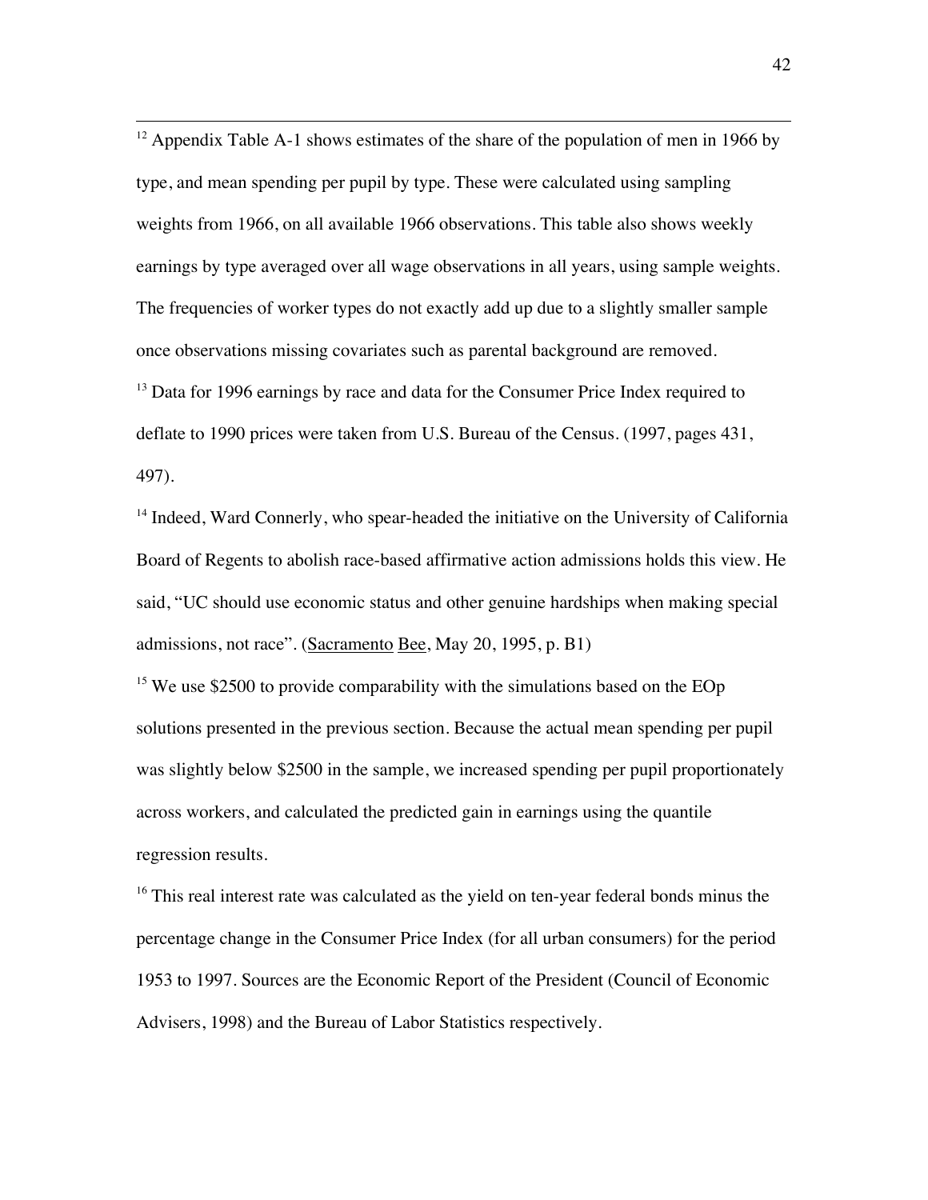[12] Appendix Table A-1 shows estimates of the share of the population of men in 1966 by type, and mean spending per pupil by type. These were calculated using sampling weights from 1966, on all available 1966 observations. This table also shows weekly earnings by type averaged over all wage observations in all years, using sample weights. The frequencies of worker types do not exactly add up due to a slightly smaller sample once observations missing covariates such as parental background are removed.

[13] Data for 1996 earnings by race and data for the Consumer Price Index required to deflate to 1990 prices were taken from U.S. Bureau of the Census. (1997, pages 431, 497).

[14] Indeed, Ward Connerly, who spear-headed the initiative on the University of California Board of Regents to abolish race-based affirmative action admissions holds this view. He said, "UC should use economic status and other genuine hardships when making special admissions, not race". (Sacramento Bee, May 20, 1995, p. B1)

[15] We use $2500 to provide comparability with the simulations based on the EOp solutions presented in the previous section. Because the actual mean spending per pupil was slightly below $2500 in the sample, we increased spending per pupil proportionately across workers, and calculated the predicted gain in earnings using the quantile regression results.

[16] This real interest rate was calculated as the yield on ten-year federal bonds minus the percentage change in the Consumer Price Index (for all urban consumers) for the period 1953 to 1997. Sources are the Economic Report of the President (Council of Economic Advisers, 1998) and the Bureau of Labor Statistics respectively.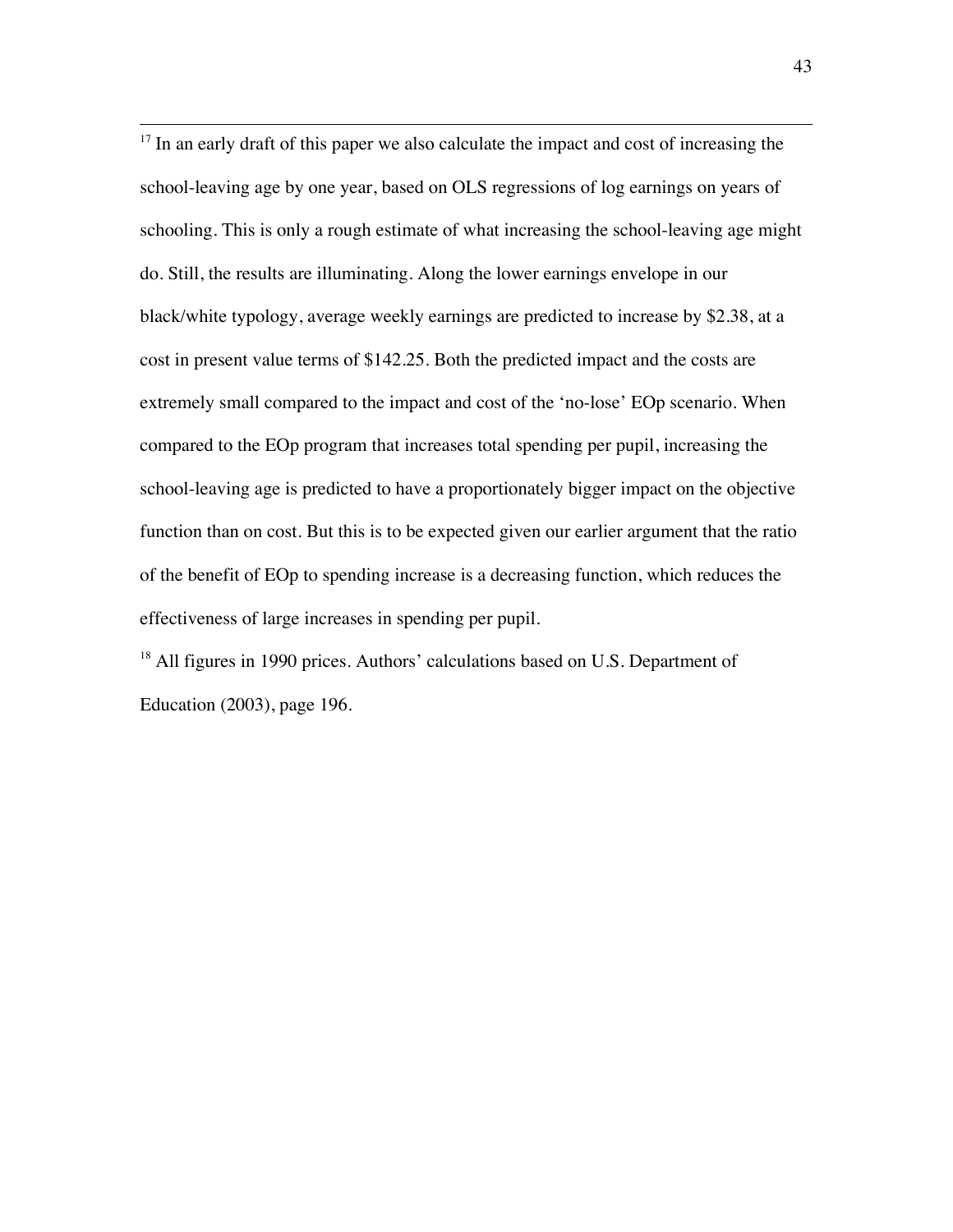[17] In an early draft of this paper we also calculate the impact and cost of increasing the school-leaving age by one year, based on OLS regressions of log earnings on years of schooling. This is only a rough estimate of what increasing the school-leaving age might do. Still, the results are illuminating. Along the lower earnings envelope in our black/white typology, average weekly earnings are predicted to increase by $2.38, at a cost in present value terms of $142.25. Both the predicted impact and the costs are extremely small compared to the impact and cost of the 'no-lose' EOp scenario. When compared to the EOp program that increases total spending per pupil, increasing the school-leaving age is predicted to have a proportionately bigger impact on the objective function than on cost. But this is to be expected given our earlier argument that the ratio of the benefit of EOp to spending increase is a decreasing function, which reduces the effectiveness of large increases in spending per pupil.

[18] All figures in 1990 prices. Authors' calculations based on U.S. Department of Education (2003), page 196.